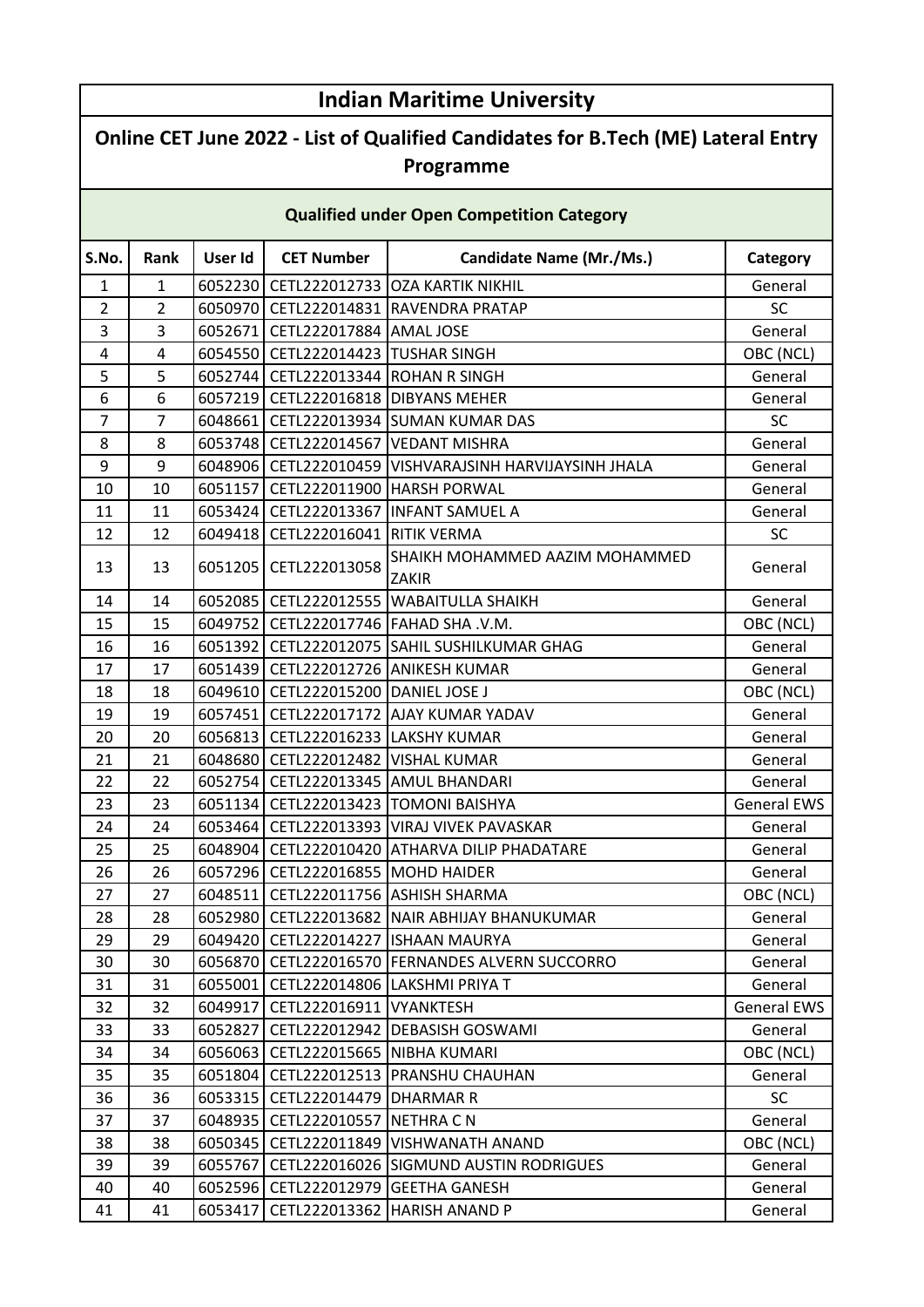# Indian Maritime University

## Online CET June 2022 - List of Qualified Candidates for B.Tech (ME) Lateral Entry Programme

### Qualified under Open Competition Category

| S.No. | Rank | User Id | CET Number | Candidate Name (Mr./Ms.) | Category |
|---|---|---|---|---|---|
| 1 | 1 | 6052230 | CETL222012733 | OZA KARTIK NIKHIL | General |
| 2 | 2 | 6050970 | CETL222014831 | RAVENDRA PRATAP | SC |
| 3 | 3 | 6052671 | CETL222017884 | AMAL JOSE | General |
| 4 | 4 | 6054550 | CETL222014423 | TUSHAR SINGH | OBC (NCL) |
| 5 | 5 | 6052744 | CETL222013344 | ROHAN R SINGH | General |
| 6 | 6 | 6057219 | CETL222016818 | DIBYANS MEHER | General |
| 7 | 7 | 6048661 | CETL222013934 | SUMAN KUMAR DAS | SC |
| 8 | 8 | 6053748 | CETL222014567 | VEDANT MISHRA | General |
| 9 | 9 | 6048906 | CETL222010459 | VISHVARAJSINH HARVIJAYSINH JHALA | General |
| 10 | 10 | 6051157 | CETL222011900 | HARSH PORWAL | General |
| 11 | 11 | 6053424 | CETL222013367 | INFANT SAMUEL A | General |
| 12 | 12 | 6049418 | CETL222016041 | RITIK VERMA | SC |
| 13 | 13 | 6051205 | CETL222013058 | SHAIKH MOHAMMED AAZIM MOHAMMED ZAKIR | General |
| 14 | 14 | 6052085 | CETL222012555 | WABAITULLA SHAIKH | General |
| 15 | 15 | 6049752 | CETL222017746 | FAHAD SHA .V.M. | OBC (NCL) |
| 16 | 16 | 6051392 | CETL222012075 | SAHIL SUSHILKUMAR GHAG | General |
| 17 | 17 | 6051439 | CETL222012726 | ANIKESH KUMAR | General |
| 18 | 18 | 6049610 | CETL222015200 | DANIEL JOSE J | OBC (NCL) |
| 19 | 19 | 6057451 | CETL222017172 | AJAY KUMAR YADAV | General |
| 20 | 20 | 6056813 | CETL222016233 | LAKSHY KUMAR | General |
| 21 | 21 | 6048680 | CETL222012482 | VISHAL KUMAR | General |
| 22 | 22 | 6052754 | CETL222013345 | AMUL BHANDARI | General |
| 23 | 23 | 6051134 | CETL222013423 | TOMONI BAISHYA | General EWS |
| 24 | 24 | 6053464 | CETL222013393 | VIRAJ VIVEK PAVASKAR | General |
| 25 | 25 | 6048904 | CETL222010420 | ATHARVA DILIP PHADATARE | General |
| 26 | 26 | 6057296 | CETL222016855 | MOHD HAIDER | General |
| 27 | 27 | 6048511 | CETL222011756 | ASHISH SHARMA | OBC (NCL) |
| 28 | 28 | 6052980 | CETL222013682 | NAIR ABHIJAY BHANUKUMAR | General |
| 29 | 29 | 6049420 | CETL222014227 | ISHAAN MAURYA | General |
| 30 | 30 | 6056870 | CETL222016570 | FERNANDES ALVERN SUCCORRO | General |
| 31 | 31 | 6055001 | CETL222014806 | LAKSHMI PRIYA T | General |
| 32 | 32 | 6049917 | CETL222016911 | VYANKTESH | General EWS |
| 33 | 33 | 6052827 | CETL222012942 | DEBASISH GOSWAMI | General |
| 34 | 34 | 6056063 | CETL222015665 | NIBHA KUMARI | OBC (NCL) |
| 35 | 35 | 6051804 | CETL222012513 | PRANSHU CHAUHAN | General |
| 36 | 36 | 6053315 | CETL222014479 | DHARMAR R | SC |
| 37 | 37 | 6048935 | CETL222010557 | NETHRA C N | General |
| 38 | 38 | 6050345 | CETL222011849 | VISHWANATH ANAND | OBC (NCL) |
| 39 | 39 | 6055767 | CETL222016026 | SIGMUND AUSTIN RODRIGUES | General |
| 40 | 40 | 6052596 | CETL222012979 | GEETHA GANESH | General |
| 41 | 41 | 6053417 | CETL222013362 | HARISH ANAND P | General |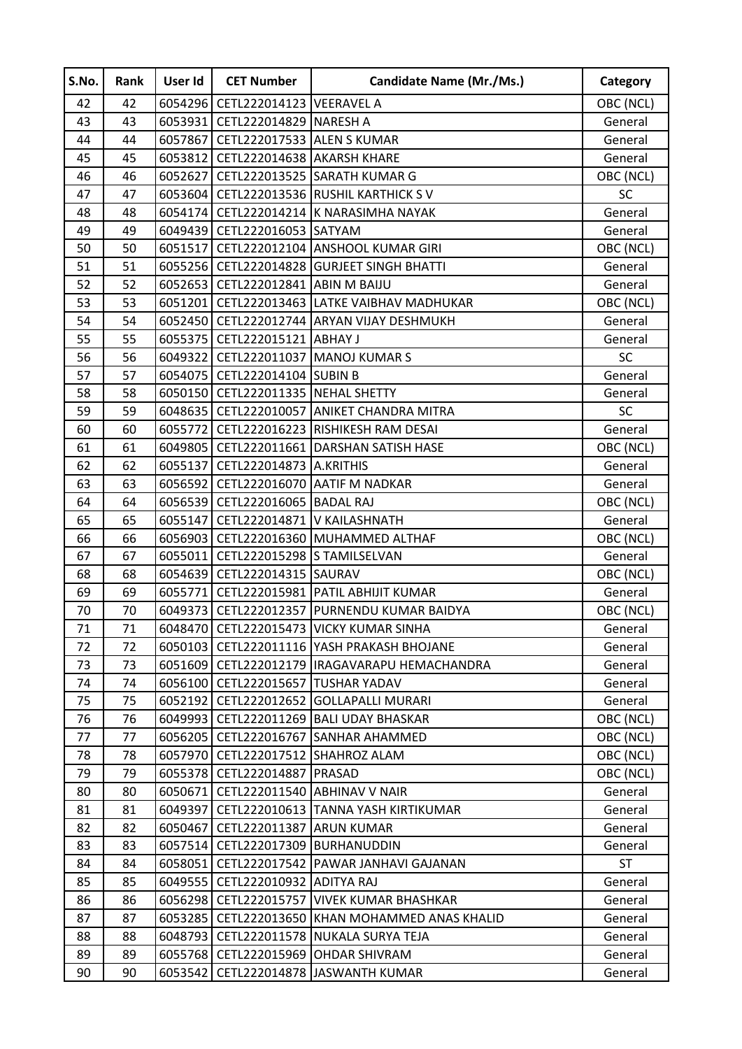| S.No. | Rank | User Id | CET Number | Candidate Name (Mr./Ms.) | Category |
|---|---|---|---|---|---|
| 42 | 42 | 6054296 | CETL222014123 | VEERAVEL A | OBC (NCL) |
| 43 | 43 | 6053931 | CETL222014829 | NARESH A | General |
| 44 | 44 | 6057867 | CETL222017533 | ALEN S KUMAR | General |
| 45 | 45 | 6053812 | CETL222014638 | AKARSH KHARE | General |
| 46 | 46 | 6052627 | CETL222013525 | SARATH KUMAR G | OBC (NCL) |
| 47 | 47 | 6053604 | CETL222013536 | RUSHIL KARTHICK S V | SC |
| 48 | 48 | 6054174 | CETL222014214 | K NARASIMHA NAYAK | General |
| 49 | 49 | 6049439 | CETL222016053 | SATYAM | General |
| 50 | 50 | 6051517 | CETL222012104 | ANSHOOL KUMAR GIRI | OBC (NCL) |
| 51 | 51 | 6055256 | CETL222014828 | GURJEET SINGH BHATTI | General |
| 52 | 52 | 6052653 | CETL222012841 | ABIN M BAIJU | General |
| 53 | 53 | 6051201 | CETL222013463 | LATKE VAIBHAV MADHUKAR | OBC (NCL) |
| 54 | 54 | 6052450 | CETL222012744 | ARYAN VIJAY DESHMUKH | General |
| 55 | 55 | 6055375 | CETL222015121 | ABHAY J | General |
| 56 | 56 | 6049322 | CETL222011037 | MANOJ KUMAR S | SC |
| 57 | 57 | 6054075 | CETL222014104 | SUBIN B | General |
| 58 | 58 | 6050150 | CETL222011335 | NEHAL SHETTY | General |
| 59 | 59 | 6048635 | CETL222010057 | ANIKET CHANDRA MITRA | SC |
| 60 | 60 | 6055772 | CETL222016223 | RISHIKESH RAM DESAI | General |
| 61 | 61 | 6049805 | CETL222011661 | DARSHAN SATISH HASE | OBC (NCL) |
| 62 | 62 | 6055137 | CETL222014873 | A.KRITHIS | General |
| 63 | 63 | 6056592 | CETL222016070 | AATIF M NADKAR | General |
| 64 | 64 | 6056539 | CETL222016065 | BADAL RAJ | OBC (NCL) |
| 65 | 65 | 6055147 | CETL222014871 | V KAILASHNATH | General |
| 66 | 66 | 6056903 | CETL222016360 | MUHAMMED ALTHAF | OBC (NCL) |
| 67 | 67 | 6055011 | CETL222015298 | S TAMILSELVAN | General |
| 68 | 68 | 6054639 | CETL222014315 | SAURAV | OBC (NCL) |
| 69 | 69 | 6055771 | CETL222015981 | PATIL ABHIJIT KUMAR | General |
| 70 | 70 | 6049373 | CETL222012357 | PURNENDU KUMAR BAIDYA | OBC (NCL) |
| 71 | 71 | 6048470 | CETL222015473 | VICKY KUMAR SINHA | General |
| 72 | 72 | 6050103 | CETL222011116 | YASH PRAKASH BHOJANE | General |
| 73 | 73 | 6051609 | CETL222012179 | IRAGAVARAPU HEMACHANDRA | General |
| 74 | 74 | 6056100 | CETL222015657 | TUSHAR YADAV | General |
| 75 | 75 | 6052192 | CETL222012652 | GOLLAPALLI MURARI | General |
| 76 | 76 | 6049993 | CETL222011269 | BALI UDAY BHASKAR | OBC (NCL) |
| 77 | 77 | 6056205 | CETL222016767 | SANHAR AHAMMED | OBC (NCL) |
| 78 | 78 | 6057970 | CETL222017512 | SHAHROZ ALAM | OBC (NCL) |
| 79 | 79 | 6055378 | CETL222014887 | PRASAD | OBC (NCL) |
| 80 | 80 | 6050671 | CETL222011540 | ABHINAV V NAIR | General |
| 81 | 81 | 6049397 | CETL222010613 | TANNA YASH KIRTIKUMAR | General |
| 82 | 82 | 6050467 | CETL222011387 | ARUN KUMAR | General |
| 83 | 83 | 6057514 | CETL222017309 | BURHANUDDIN | General |
| 84 | 84 | 6058051 | CETL222017542 | PAWAR JANHAVI GAJANAN | ST |
| 85 | 85 | 6049555 | CETL222010932 | ADITYA RAJ | General |
| 86 | 86 | 6056298 | CETL222015757 | VIVEK KUMAR BHASHKAR | General |
| 87 | 87 | 6053285 | CETL222013650 | KHAN MOHAMMED ANAS KHALID | General |
| 88 | 88 | 6048793 | CETL222011578 | NUKALA SURYA TEJA | General |
| 89 | 89 | 6055768 | CETL222015969 | OHDAR SHIVRAM | General |
| 90 | 90 | 6053542 | CETL222014878 | JASWANTH KUMAR | General |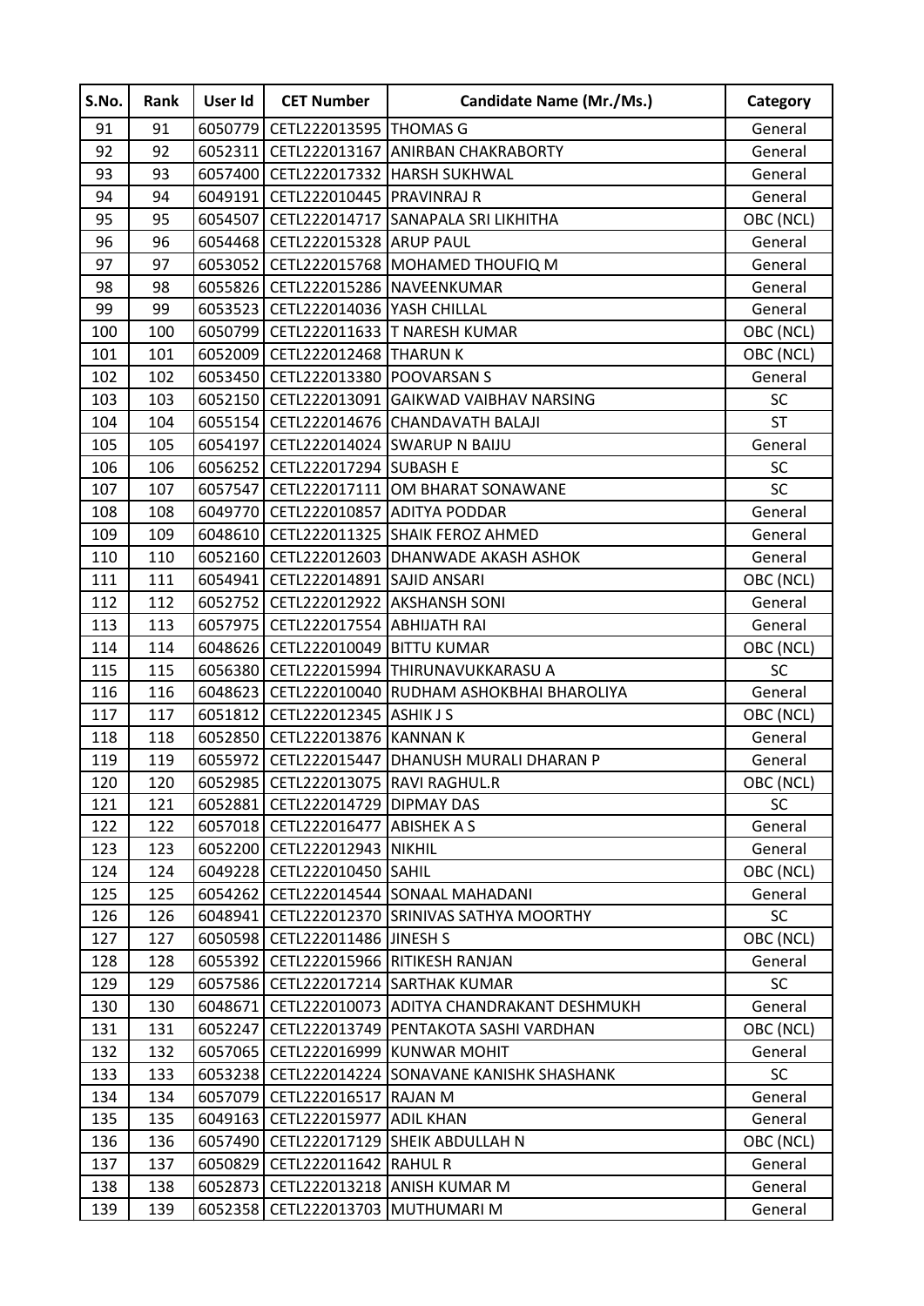| S.No. | Rank | User Id | CET Number | Candidate Name (Mr./Ms.) | Category |
|---|---|---|---|---|---|
| 91 | 91 | 6050779 | CETL222013595 | THOMAS G | General |
| 92 | 92 | 6052311 | CETL222013167 | ANIRBAN CHAKRABORTY | General |
| 93 | 93 | 6057400 | CETL222017332 | HARSH SUKHWAL | General |
| 94 | 94 | 6049191 | CETL222010445 | PRAVINRAJ R | General |
| 95 | 95 | 6054507 | CETL222014717 | SANAPALA SRI LIKHITHA | OBC (NCL) |
| 96 | 96 | 6054468 | CETL222015328 | ARUP PAUL | General |
| 97 | 97 | 6053052 | CETL222015768 | MOHAMED THOUFIQ M | General |
| 98 | 98 | 6055826 | CETL222015286 | NAVEENKUMAR | General |
| 99 | 99 | 6053523 | CETL222014036 | YASH CHILLAL | General |
| 100 | 100 | 6050799 | CETL222011633 | T NARESH KUMAR | OBC (NCL) |
| 101 | 101 | 6052009 | CETL222012468 | THARUN K | OBC (NCL) |
| 102 | 102 | 6053450 | CETL222013380 | POOVARSAN S | General |
| 103 | 103 | 6052150 | CETL222013091 | GAIKWAD VAIBHAV NARSING | SC |
| 104 | 104 | 6055154 | CETL222014676 | CHANDAVATH BALAJI | ST |
| 105 | 105 | 6054197 | CETL222014024 | SWARUP N BAIJU | General |
| 106 | 106 | 6056252 | CETL222017294 | SUBASH E | SC |
| 107 | 107 | 6057547 | CETL222017111 | OM BHARAT SONAWANE | SC |
| 108 | 108 | 6049770 | CETL222010857 | ADITYA PODDAR | General |
| 109 | 109 | 6048610 | CETL222011325 | SHAIK FEROZ AHMED | General |
| 110 | 110 | 6052160 | CETL222012603 | DHANWADE AKASH ASHOK | General |
| 111 | 111 | 6054941 | CETL222014891 | SAJID ANSARI | OBC (NCL) |
| 112 | 112 | 6052752 | CETL222012922 | AKSHANSH SONI | General |
| 113 | 113 | 6057975 | CETL222017554 | ABHIJATH RAI | General |
| 114 | 114 | 6048626 | CETL222010049 | BITTU KUMAR | OBC (NCL) |
| 115 | 115 | 6056380 | CETL222015994 | THIRUNAVUKKARASU A | SC |
| 116 | 116 | 6048623 | CETL222010040 | RUDHAM ASHOKBHAI BHAROLIYA | General |
| 117 | 117 | 6051812 | CETL222012345 | ASHIK J S | OBC (NCL) |
| 118 | 118 | 6052850 | CETL222013876 | KANNAN K | General |
| 119 | 119 | 6055972 | CETL222015447 | DHANUSH MURALI DHARAN P | General |
| 120 | 120 | 6052985 | CETL222013075 | RAVI RAGHUL.R | OBC (NCL) |
| 121 | 121 | 6052881 | CETL222014729 | DIPMAY DAS | SC |
| 122 | 122 | 6057018 | CETL222016477 | ABISHEK A S | General |
| 123 | 123 | 6052200 | CETL222012943 | NIKHIL | General |
| 124 | 124 | 6049228 | CETL222010450 | SAHIL | OBC (NCL) |
| 125 | 125 | 6054262 | CETL222014544 | SONAAL MAHADANI | General |
| 126 | 126 | 6048941 | CETL222012370 | SRINIVAS SATHYA MOORTHY | SC |
| 127 | 127 | 6050598 | CETL222011486 | JINESH S | OBC (NCL) |
| 128 | 128 | 6055392 | CETL222015966 | RITIKESH RANJAN | General |
| 129 | 129 | 6057586 | CETL222017214 | SARTHAK KUMAR | SC |
| 130 | 130 | 6048671 | CETL222010073 | ADITYA CHANDRAKANT DESHMUKH | General |
| 131 | 131 | 6052247 | CETL222013749 | PENTAKOTA SASHI VARDHAN | OBC (NCL) |
| 132 | 132 | 6057065 | CETL222016999 | KUNWAR MOHIT | General |
| 133 | 133 | 6053238 | CETL222014224 | SONAVANE KANISHK SHASHANK | SC |
| 134 | 134 | 6057079 | CETL222016517 | RAJAN M | General |
| 135 | 135 | 6049163 | CETL222015977 | ADIL KHAN | General |
| 136 | 136 | 6057490 | CETL222017129 | SHEIK ABDULLAH N | OBC (NCL) |
| 137 | 137 | 6050829 | CETL222011642 | RAHUL R | General |
| 138 | 138 | 6052873 | CETL222013218 | ANISH KUMAR M | General |
| 139 | 139 | 6052358 | CETL222013703 | MUTHUMARI M | General |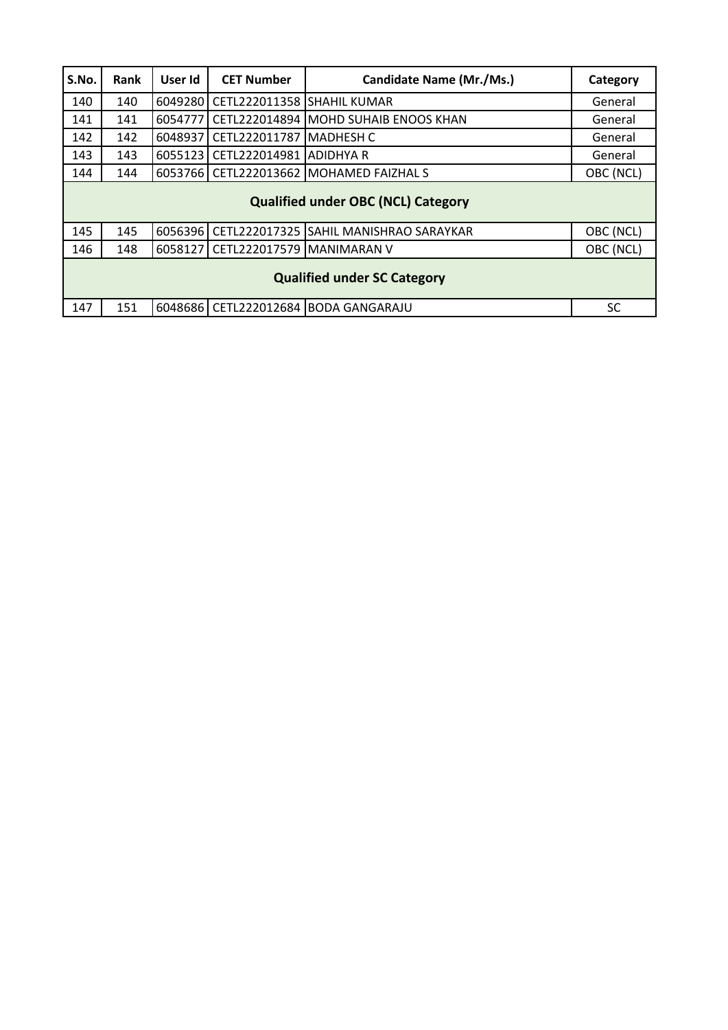| S.No. | Rank | User Id | CET Number | Candidate Name (Mr./Ms.) | Category |
|---|---|---|---|---|---|
| 140 | 140 | 6049280 | CETL222011358 | SHAHIL KUMAR | General |
| 141 | 141 | 6054777 | CETL222014894 | MOHD SUHAIB ENOOS KHAN | General |
| 142 | 142 | 6048937 | CETL222011787 | MADHESH C | General |
| 143 | 143 | 6055123 | CETL222014981 | ADIDHYA R | General |
| 144 | 144 | 6053766 | CETL222013662 | MOHAMED FAIZHAL S | OBC (NCL) |
| **Qualified under OBC (NCL) Category** | | | | | |
| 145 | 145 | 6056396 | CETL222017325 | SAHIL MANISHRAO SARAYKAR | OBC (NCL) |
| 146 | 148 | 6058127 | CETL222017579 | MANIMARAN V | OBC (NCL) |
| **Qualified under SC Category** | | | | | |
| 147 | 151 | 6048686 | CETL222012684 | BODA GANGARAJU | SC |